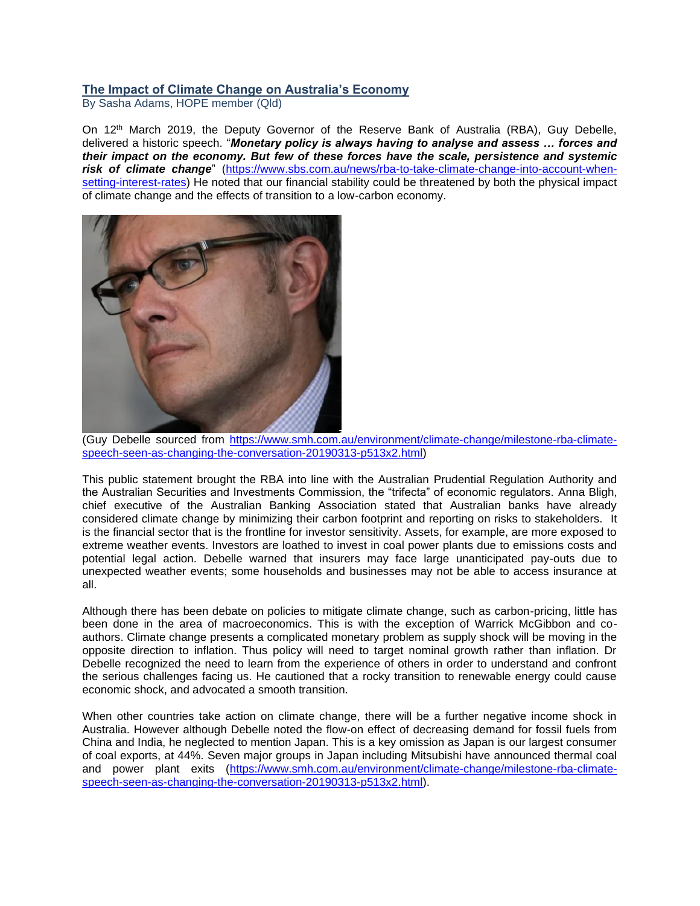## The Impact of Climate Change on Australia's Economy

By Sasha Adams, HOPE member (Qld)

On 12th March 2019, the Deputy Governor of the Reserve Bank of Australia (RBA), Guy Debelle, delivered a historic speech. "***Monetary policy is always having to analyse and assess … forces and their impact on the economy. But few of these forces have the scale, persistence and systemic risk of climate change***" (https://www.sbs.com.au/news/rba-to-take-climate-change-into-account-when-setting-interest-rates) He noted that our financial stability could be threatened by both the physical impact of climate change and the effects of transition to a low-carbon economy.

(Guy Debelle sourced from https://www.smh.com.au/environment/climate-change/milestone-rba-climate-speech-seen-as-changing-the-conversation-20190313-p513x2.html)

This public statement brought the RBA into line with the Australian Prudential Regulation Authority and the Australian Securities and Investments Commission, the "trifecta" of economic regulators. Anna Bligh, chief executive of the Australian Banking Association stated that Australian banks have already considered climate change by minimizing their carbon footprint and reporting on risks to stakeholders. It is the financial sector that is the frontline for investor sensitivity. Assets, for example, are more exposed to extreme weather events. Investors are loathed to invest in coal power plants due to emissions costs and potential legal action. Debelle warned that insurers may face large unanticipated pay-outs due to unexpected weather events; some households and businesses may not be able to access insurance at all.

Although there has been debate on policies to mitigate climate change, such as carbon-pricing, little has been done in the area of macroeconomics. This is with the exception of Warrick McGibbon and co-authors. Climate change presents a complicated monetary problem as supply shock will be moving in the opposite direction to inflation. Thus policy will need to target nominal growth rather than inflation. Dr Debelle recognized the need to learn from the experience of others in order to understand and confront the serious challenges facing us. He cautioned that a rocky transition to renewable energy could cause economic shock, and advocated a smooth transition.

When other countries take action on climate change, there will be a further negative income shock in Australia. However although Debelle noted the flow-on effect of decreasing demand for fossil fuels from China and India, he neglected to mention Japan. This is a key omission as Japan is our largest consumer of coal exports, at 44%. Seven major groups in Japan including Mitsubishi have announced thermal coal and power plant exits (https://www.smh.com.au/environment/climate-change/milestone-rba-climate-speech-seen-as-changing-the-conversation-20190313-p513x2.html).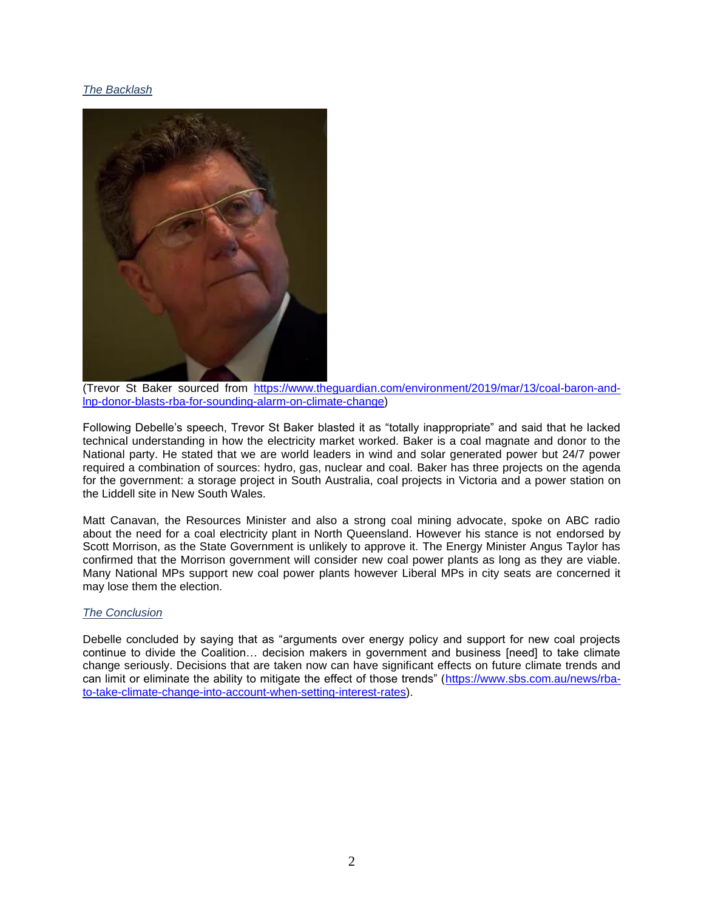*The Backlash*

(Trevor St Baker sourced from https://www.theguardian.com/environment/2019/mar/13/coal-baron-and-lnp-donor-blasts-rba-for-sounding-alarm-on-climate-change)

Following Debelle's speech, Trevor St Baker blasted it as "totally inappropriate" and said that he lacked technical understanding in how the electricity market worked. Baker is a coal magnate and donor to the National party. He stated that we are world leaders in wind and solar generated power but 24/7 power required a combination of sources: hydro, gas, nuclear and coal. Baker has three projects on the agenda for the government: a storage project in South Australia, coal projects in Victoria and a power station on the Liddell site in New South Wales.

Matt Canavan, the Resources Minister and also a strong coal mining advocate, spoke on ABC radio about the need for a coal electricity plant in North Queensland. However his stance is not endorsed by Scott Morrison, as the State Government is unlikely to approve it. The Energy Minister Angus Taylor has confirmed that the Morrison government will consider new coal power plants as long as they are viable. Many National MPs support new coal power plants however Liberal MPs in city seats are concerned it may lose them the election.

*The Conclusion*

Debelle concluded by saying that as "arguments over energy policy and support for new coal projects continue to divide the Coalition… decision makers in government and business [need] to take climate change seriously. Decisions that are taken now can have significant effects on future climate trends and can limit or eliminate the ability to mitigate the effect of those trends" (https://www.sbs.com.au/news/rba-to-take-climate-change-into-account-when-setting-interest-rates).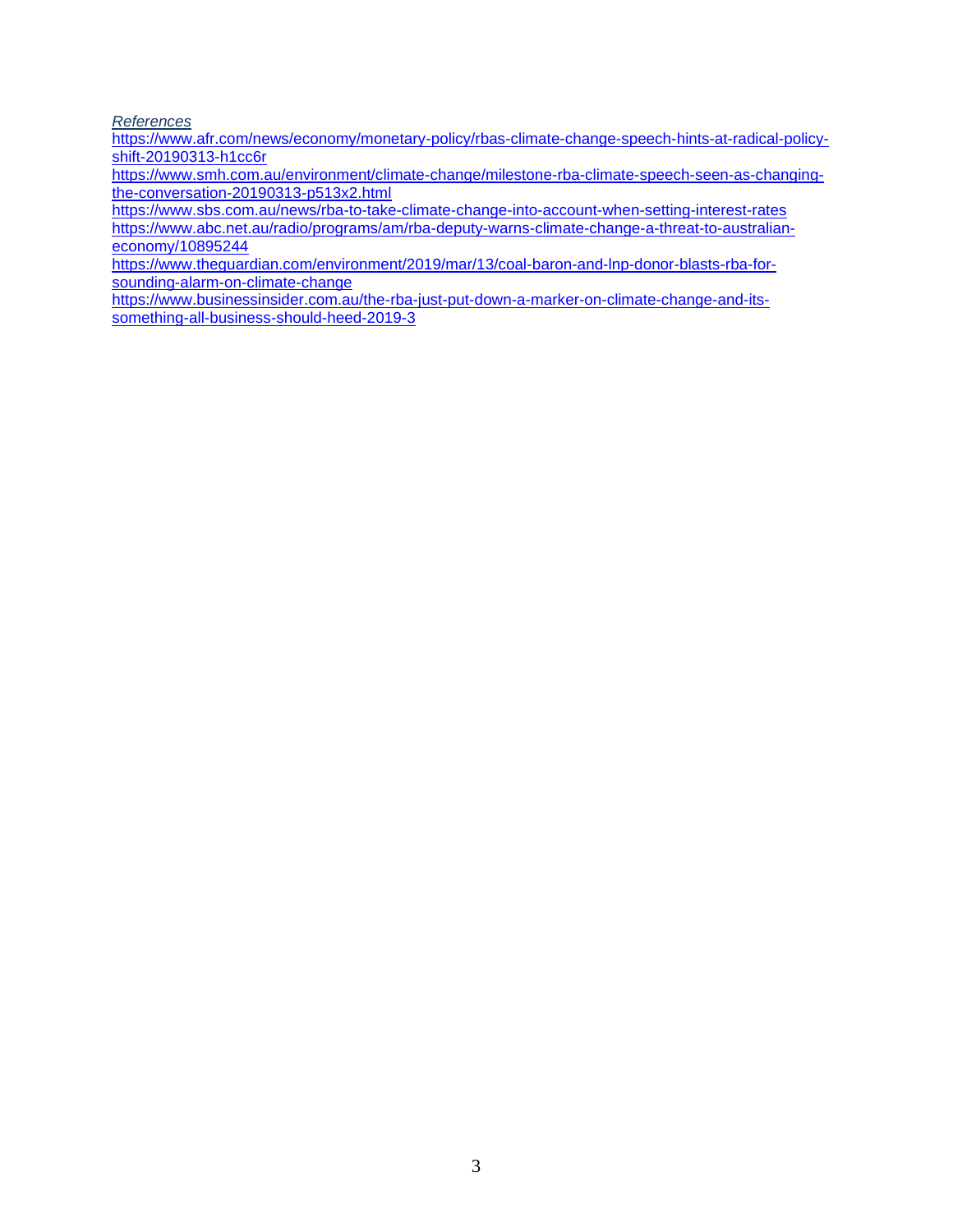*References*

https://www.afr.com/news/economy/monetary-policy/rbas-climate-change-speech-hints-at-radical-policy-shift-20190313-h1cc6r

https://www.smh.com.au/environment/climate-change/milestone-rba-climate-speech-seen-as-changing-the-conversation-20190313-p513x2.html

https://www.sbs.com.au/news/rba-to-take-climate-change-into-account-when-setting-interest-rates

https://www.abc.net.au/radio/programs/am/rba-deputy-warns-climate-change-a-threat-to-australian-economy/10895244

https://www.theguardian.com/environment/2019/mar/13/coal-baron-and-lnp-donor-blasts-rba-for-sounding-alarm-on-climate-change

https://www.businessinsider.com.au/the-rba-just-put-down-a-marker-on-climate-change-and-its-something-all-business-should-heed-2019-3